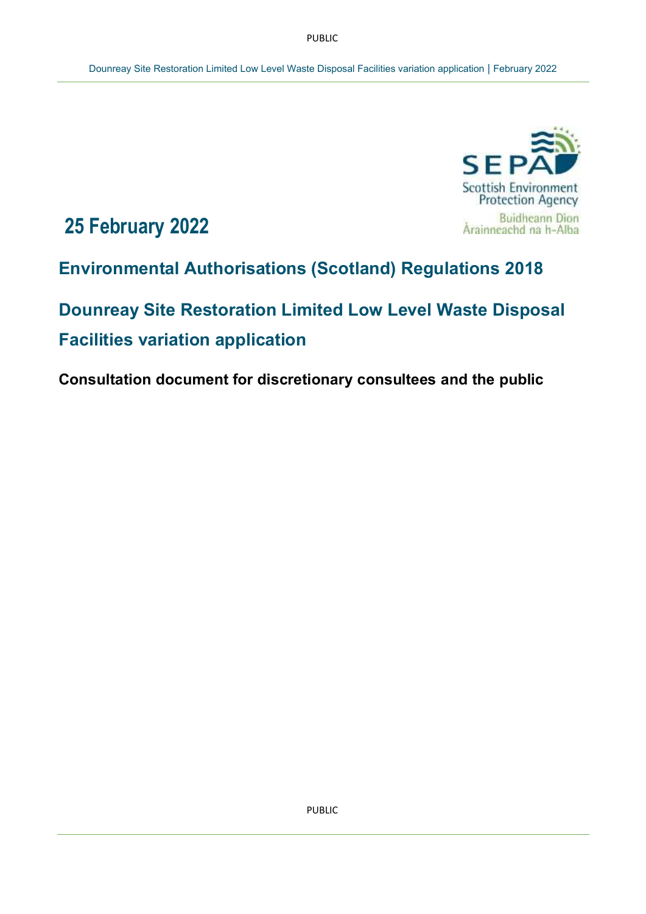# 25 February 2022

## Environmental Authorisations (Scotland) Regulations 2018

## Dounreay Site Restoration Limited Low Level Waste Disposal Facilities variation application

**Consultation document for discretionary consultees and the public**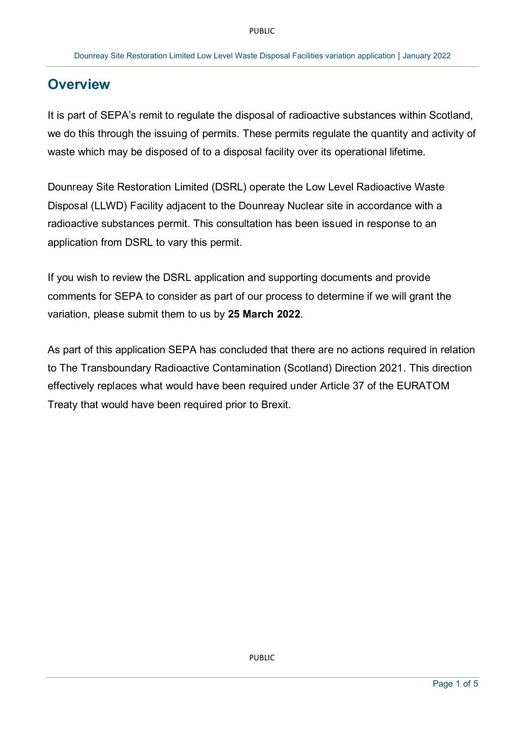## Overview

It is part of SEPA's remit to regulate the disposal of radioactive substances within Scotland, we do this through the issuing of permits. These permits regulate the quantity and activity of waste which may be disposed of to a disposal facility over its operational lifetime.

Dounreay Site Restoration Limited (DSRL) operate the Low Level Radioactive Waste Disposal (LLWD) Facility adjacent to the Dounreay Nuclear site in accordance with a radioactive substances permit. This consultation has been issued in response to an application from DSRL to vary this permit.

If you wish to review the DSRL application and supporting documents and provide comments for SEPA to consider as part of our process to determine if we will grant the variation, please submit them to us by **25 March 2022**.

As part of this application SEPA has concluded that there are no actions required in relation to The Transboundary Radioactive Contamination (Scotland) Direction 2021. This direction effectively replaces what would have been required under Article 37 of the EURATOM Treaty that would have been required prior to Brexit.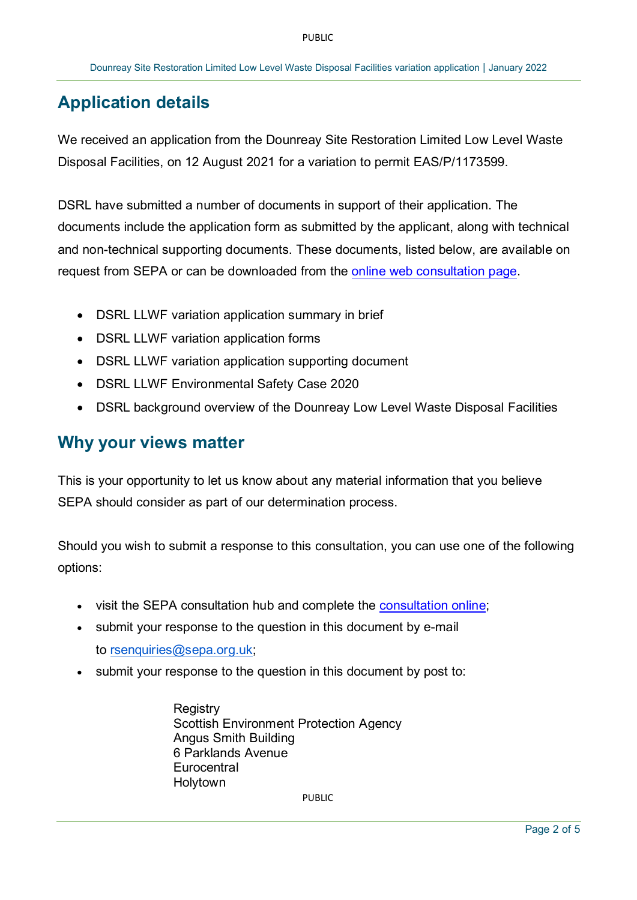## Application details

We received an application from the Dounreay Site Restoration Limited Low Level Waste Disposal Facilities, on 12 August 2021 for a variation to permit EAS/P/1173599.

DSRL have submitted a number of documents in support of their application. The documents include the application form as submitted by the applicant, along with technical and non-technical supporting documents. These documents, listed below, are available on request from SEPA or can be downloaded from the online web consultation page.

- DSRL LLWF variation application summary in brief
- DSRL LLWF variation application forms
- DSRL LLWF variation application supporting document
- DSRL LLWF Environmental Safety Case 2020
- DSRL background overview of the Dounreay Low Level Waste Disposal Facilities

## Why your views matter

This is your opportunity to let us know about any material information that you believe SEPA should consider as part of our determination process.

Should you wish to submit a response to this consultation, you can use one of the following options:

- visit the SEPA consultation hub and complete the consultation online;
- submit your response to the question in this document by e-mail to rsenquiries@sepa.org.uk;
- submit your response to the question in this document by post to:

  Registry
  Scottish Environment Protection Agency
  Angus Smith Building
  6 Parklands Avenue
  Eurocentral
  Holytown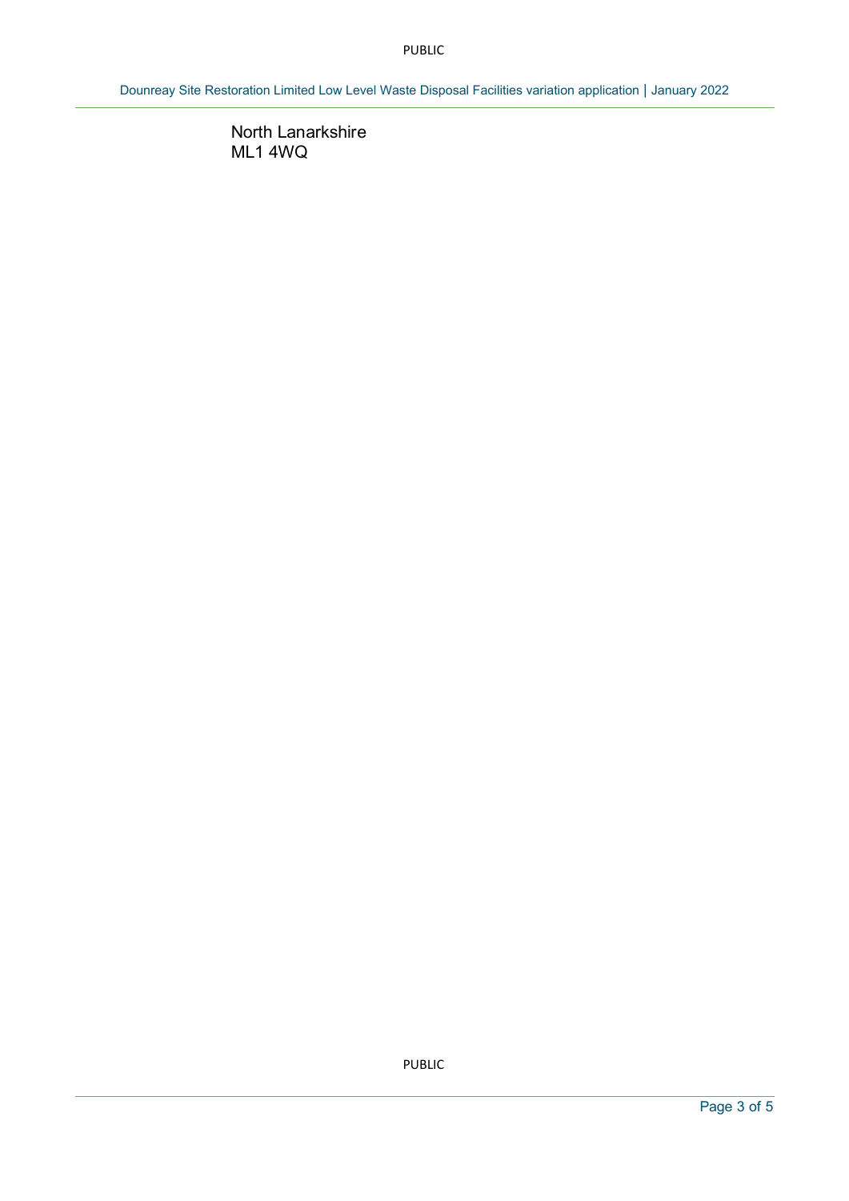North Lanarkshire
ML1 4WQ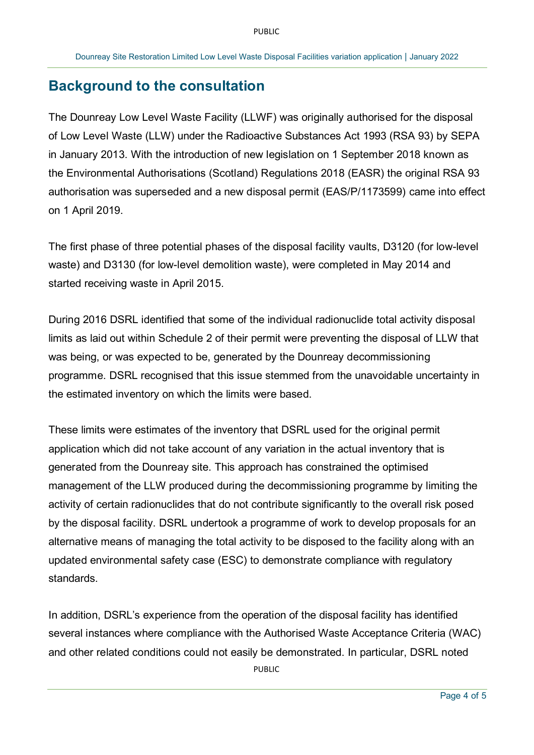## Background to the consultation

The Dounreay Low Level Waste Facility (LLWF) was originally authorised for the disposal of Low Level Waste (LLW) under the Radioactive Substances Act 1993 (RSA 93) by SEPA in January 2013. With the introduction of new legislation on 1 September 2018 known as the Environmental Authorisations (Scotland) Regulations 2018 (EASR) the original RSA 93 authorisation was superseded and a new disposal permit (EAS/P/1173599) came into effect on 1 April 2019.

The first phase of three potential phases of the disposal facility vaults, D3120 (for low-level waste) and D3130 (for low-level demolition waste), were completed in May 2014 and started receiving waste in April 2015.

During 2016 DSRL identified that some of the individual radionuclide total activity disposal limits as laid out within Schedule 2 of their permit were preventing the disposal of LLW that was being, or was expected to be, generated by the Dounreay decommissioning programme. DSRL recognised that this issue stemmed from the unavoidable uncertainty in the estimated inventory on which the limits were based.

These limits were estimates of the inventory that DSRL used for the original permit application which did not take account of any variation in the actual inventory that is generated from the Dounreay site. This approach has constrained the optimised management of the LLW produced during the decommissioning programme by limiting the activity of certain radionuclides that do not contribute significantly to the overall risk posed by the disposal facility. DSRL undertook a programme of work to develop proposals for an alternative means of managing the total activity to be disposed to the facility along with an updated environmental safety case (ESC) to demonstrate compliance with regulatory standards.

In addition, DSRL's experience from the operation of the disposal facility has identified several instances where compliance with the Authorised Waste Acceptance Criteria (WAC) and other related conditions could not easily be demonstrated. In particular, DSRL noted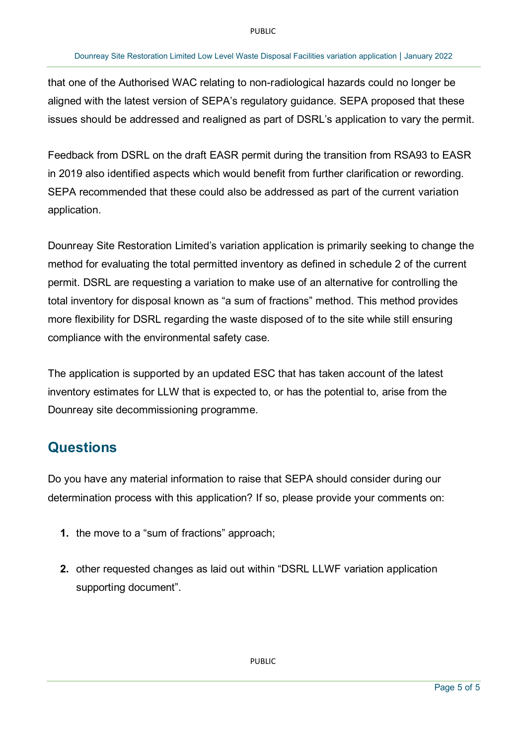that one of the Authorised WAC relating to non-radiological hazards could no longer be aligned with the latest version of SEPA's regulatory guidance. SEPA proposed that these issues should be addressed and realigned as part of DSRL's application to vary the permit.

Feedback from DSRL on the draft EASR permit during the transition from RSA93 to EASR in 2019 also identified aspects which would benefit from further clarification or rewording. SEPA recommended that these could also be addressed as part of the current variation application.

Dounreay Site Restoration Limited's variation application is primarily seeking to change the method for evaluating the total permitted inventory as defined in schedule 2 of the current permit. DSRL are requesting a variation to make use of an alternative for controlling the total inventory for disposal known as "a sum of fractions" method. This method provides more flexibility for DSRL regarding the waste disposed of to the site while still ensuring compliance with the environmental safety case.

The application is supported by an updated ESC that has taken account of the latest inventory estimates for LLW that is expected to, or has the potential to, arise from the Dounreay site decommissioning programme.

## Questions

Do you have any material information to raise that SEPA should consider during our determination process with this application? If so, please provide your comments on:

1. the move to a "sum of fractions" approach;
2. other requested changes as laid out within "DSRL LLWF variation application supporting document".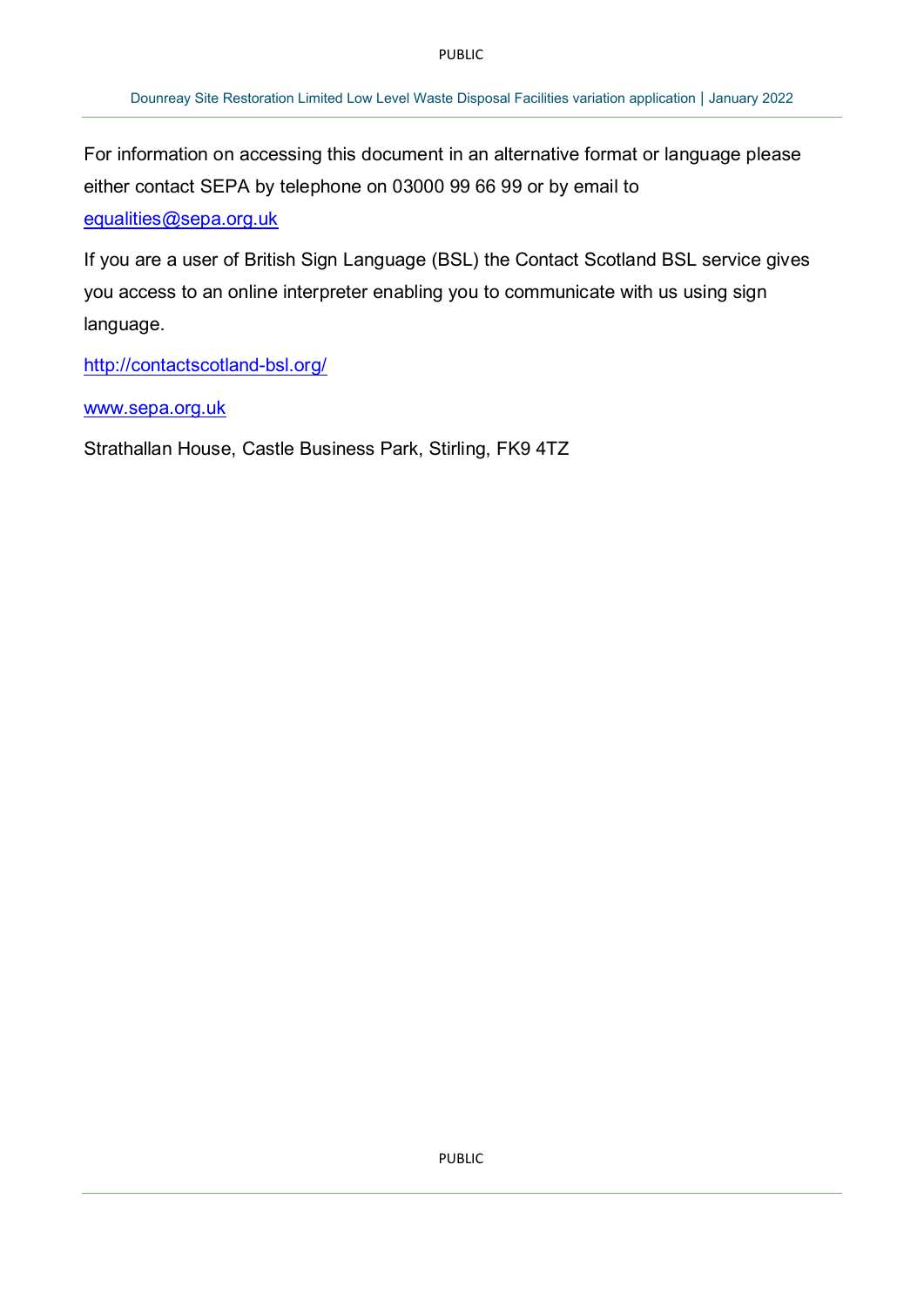For information on accessing this document in an alternative format or language please either contact SEPA by telephone on 03000 99 66 99 or by email to [equalities@sepa.org.uk](mailto:equalities@sepa.org.uk)

If you are a user of British Sign Language (BSL) the Contact Scotland BSL service gives you access to an online interpreter enabling you to communicate with us using sign language.

[http://contactscotland-bsl.org/](http://contactscotland-bsl.org/)

[www.sepa.org.uk](http://www.sepa.org.uk)

Strathallan House, Castle Business Park, Stirling, FK9 4TZ